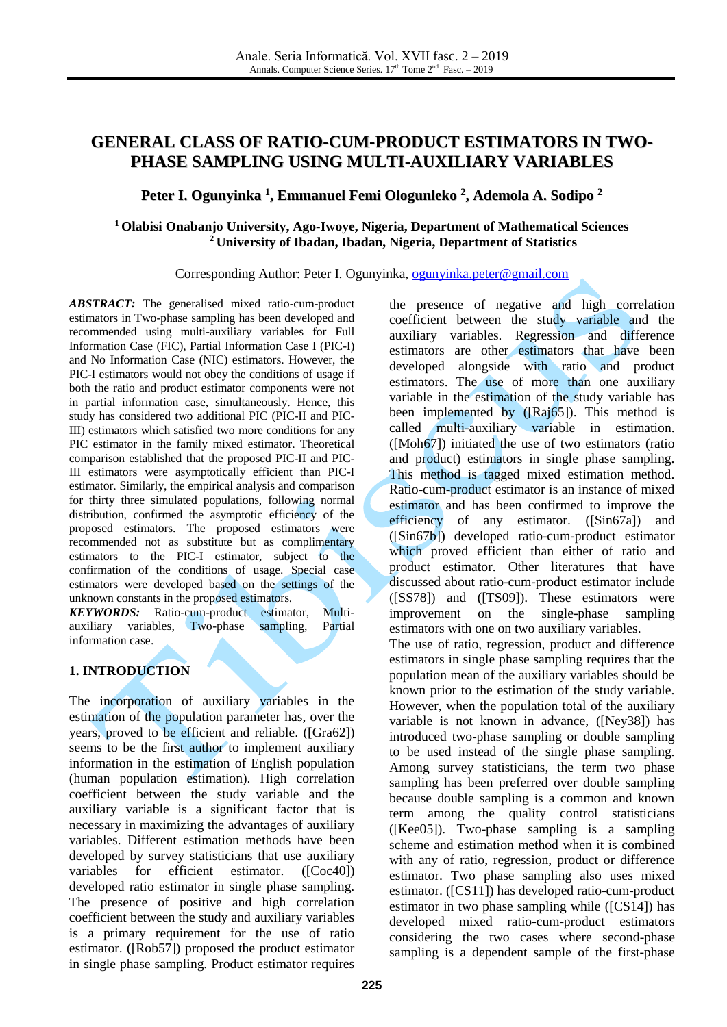# GENERAL CLASS OF RATIO-CUM-PRODUCT ESTIMATORS IN TWO-PHASE SAMPLING USING MULTI-AUXILIARY VARIABLES

**Peter I. Ogunyinka [1], Emmanuel Femi Ologunleko [2], Ademola A. Sodipo [2]**

**[1] Olabisi Onabanjo University, Ago-Iwoye, Nigeria, Department of Mathematical Sciences**
**[2] University of Ibadan, Ibadan, Nigeria, Department of Statistics**

Corresponding Author: Peter I. Ogunyinka, ogunyinka.peter@gmail.com

***ABSTRACT:*** The generalised mixed ratio-cum-product estimators in Two-phase sampling has been developed and recommended using multi-auxiliary variables for Full Information Case (FIC), Partial Information Case I (PIC-I) and No Information Case (NIC) estimators. However, the PIC-I estimators would not obey the conditions of usage if both the ratio and product estimator components were not in partial information case, simultaneously. Hence, this study has considered two additional PIC (PIC-II and PIC-III) estimators which satisfied two more conditions for any PIC estimator in the family mixed estimator. Theoretical comparison established that the proposed PIC-II and PIC-III estimators were asymptotically efficient than PIC-I estimator. Similarly, the empirical analysis and comparison for thirty three simulated populations, following normal distribution, confirmed the asymptotic efficiency of the proposed estimators. The proposed estimators were recommended not as substitute but as complimentary estimators to the PIC-I estimator, subject to the confirmation of the conditions of usage. Special case estimators were developed based on the settings of the unknown constants in the proposed estimators.

***KEYWORDS:*** Ratio-cum-product estimator, Multi-auxiliary variables, Two-phase sampling, Partial information case.

## 1. INTRODUCTION

The incorporation of auxiliary variables in the estimation of the population parameter has, over the years, proved to be efficient and reliable. ([Gra62]) seems to be the first author to implement auxiliary information in the estimation of English population (human population estimation). High correlation coefficient between the study variable and the auxiliary variable is a significant factor that is necessary in maximizing the advantages of auxiliary variables. Different estimation methods have been developed by survey statisticians that use auxiliary variables for efficient estimator. ([Coc40]) developed ratio estimator in single phase sampling. The presence of positive and high correlation coefficient between the study and auxiliary variables is a primary requirement for the use of ratio estimator. ([Rob57]) proposed the product estimator in single phase sampling. Product estimator requires the presence of negative and high correlation coefficient between the study variable and the auxiliary variables. Regression and difference estimators are other estimators that have been developed alongside with ratio and product estimators. The use of more than one auxiliary variable in the estimation of the study variable has been implemented by ([Raj65]). This method is called multi-auxiliary variable in estimation. ([Moh67]) initiated the use of two estimators (ratio and product) estimators in single phase sampling. This method is tagged mixed estimation method. Ratio-cum-product estimator is an instance of mixed estimator and has been confirmed to improve the efficiency of any estimator. ([Sin67a]) and ([Sin67b]) developed ratio-cum-product estimator which proved efficient than either of ratio and product estimator. Other literatures that have discussed about ratio-cum-product estimator include ([SS78]) and ([TS09]). These estimators were improvement on the single-phase sampling estimators with one on two auxiliary variables.

The use of ratio, regression, product and difference estimators in single phase sampling requires that the population mean of the auxiliary variables should be known prior to the estimation of the study variable. However, when the population total of the auxiliary variable is not known in advance, ([Ney38]) has introduced two-phase sampling or double sampling to be used instead of the single phase sampling. Among survey statisticians, the term two phase sampling has been preferred over double sampling because double sampling is a common and known term among the quality control statisticians ([Kee05]). Two-phase sampling is a sampling scheme and estimation method when it is combined with any of ratio, regression, product or difference estimator. Two phase sampling also uses mixed estimator. ([CS11]) has developed ratio-cum-product estimator in two phase sampling while ([CS14]) has developed mixed ratio-cum-product estimators considering the two cases where second-phase sampling is a dependent sample of the first-phase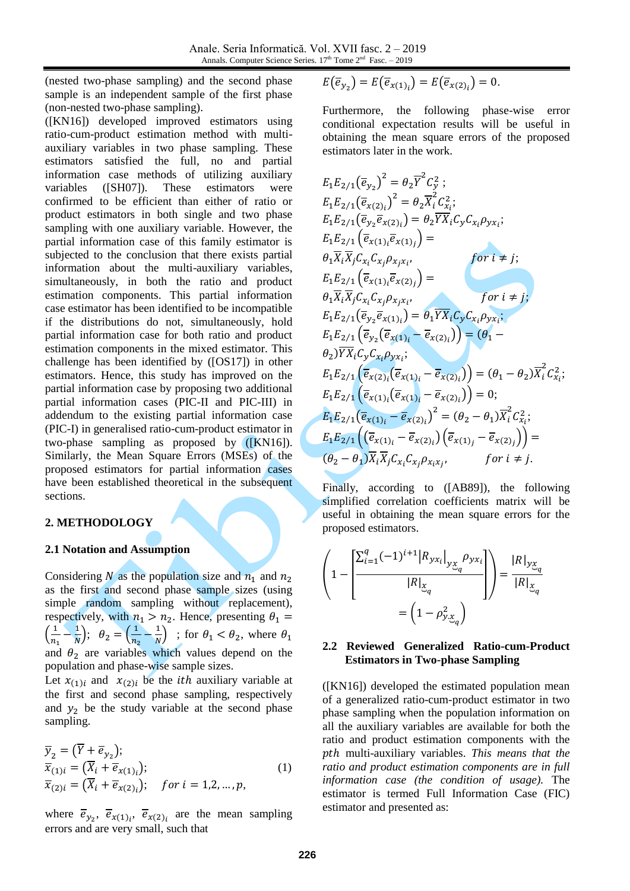(nested two-phase sampling) and the second phase sample is an independent sample of the first phase (non-nested two-phase sampling).

([KN16]) developed improved estimators using ratio-cum-product estimation method with multi-auxiliary variables in two phase sampling. These estimators satisfied the full, no and partial information case methods of utilizing auxiliary variables ([SH07]). These estimators were confirmed to be efficient than either of ratio or product estimators in both single and two phase sampling with one auxiliary variable. However, the partial information case of this family estimator is subjected to the conclusion that there exists partial information about the multi-auxiliary variables, simultaneously, in both the ratio and product estimation components. This partial information case estimator has been identified to be incompatible if the distributions do not, simultaneously, hold partial information case for both ratio and product estimation components in the mixed estimator. This challenge has been identified by ([OS17]) in other estimators. Hence, this study has improved on the partial information case by proposing two additional partial information cases (PIC-II and PIC-III) in addendum to the existing partial information case (PIC-I) in generalised ratio-cum-product estimator in two-phase sampling as proposed by ([KN16]). Similarly, the Mean Square Errors (MSEs) of the proposed estimators for partial information cases have been established theoretical in the subsequent sections.

## 2. METHODOLOGY

### 2.1 Notation and Assumption

Considering $N$ as the population size and $n_1$ and $n_2$ as the first and second phase sample sizes (using simple random sampling without replacement), respectively, with $n_1 > n_2$. Hence, presenting $\theta_1 = \left(\frac{1}{n_1} - \frac{1}{N}\right)$; $\theta_2 = \left(\frac{1}{n_2} - \frac{1}{N}\right)$ ; for $\theta_1 < \theta_2$, where $\theta_1$ and $\theta_2$ are variables which values depend on the population and phase-wise sample sizes.

Let $x_{(1)i}$ and $x_{(2)i}$ be the $ith$ auxiliary variable at the first and second phase sampling, respectively and $y_2$ be the study variable at the second phase sampling.

$$
\begin{aligned}
\bar{y}_2 &= \left(\bar{Y} + \bar{e}_{y_2}\right); \\
\bar{x}_{(1)i} &= \left(\bar{X}_i + \bar{e}_{x(1)_i}\right); \\
\bar{x}_{(2)i} &= \left(\bar{X}_i + \bar{e}_{x(2)_i}\right); \quad for\ i = 1,2,\ldots,p,
\end{aligned}
\tag{1}
$$

where $\bar{e}_{y_2}$, $\bar{e}_{x(1)_i}$, $\bar{e}_{x(2)_i}$ are the mean sampling errors and are very small, such that

$$E\left(\bar{e}_{y_2}\right) = E\left(\bar{e}_{x(1)_i}\right) = E\left(\bar{e}_{x(2)_i}\right) = 0.$$

Furthermore, the following phase-wise error conditional expectation results will be useful in obtaining the mean square errors of the proposed estimators later in the work.

$$
\begin{aligned}
&E_1E_{2/1}\left(\bar{e}_{y_2}\right)^2 = \theta_2\bar{Y}^2C_y^2\,; \\
&E_1E_{2/1}\left(\bar{e}_{x(2)_i}\right)^2 = \theta_2\bar{X}_i^2C_{x_i}^2; \\
&E_1E_{2/1}\left(\bar{e}_{y_2}\bar{e}_{x(2)_i}\right) = \theta_2\bar{Y}\bar{X}_iC_yC_{x_i}\rho_{yx_i}; \\
&E_1E_{2/1}\left(\bar{e}_{x(1)_i}\bar{e}_{x(1)_j}\right) = \theta_1\bar{X}_i\bar{X}_jC_{x_i}C_{x_j}\rho_{x_jx_i}, \qquad for\ i \neq j; \\
&E_1E_{2/1}\left(\bar{e}_{x(1)_i}\bar{e}_{x(2)_j}\right) = \theta_1\bar{X}_i\bar{X}_jC_{x_i}C_{x_j}\rho_{x_jx_i}, \qquad for\ i \neq j; \\
&E_1E_{2/1}\left(\bar{e}_{y_2}\bar{e}_{x(1)_i}\right) = \theta_1\bar{Y}\bar{X}_iC_yC_{x_i}\rho_{yx_i}; \\
&E_1E_{2/1}\left(\bar{e}_{y_2}\left(\bar{e}_{x(1)_i} - \bar{e}_{x(2)_i}\right)\right) = (\theta_1 - \theta_2)\bar{Y}\bar{X}_iC_yC_{x_i}\rho_{yx_i}; \\
&E_1E_{2/1}\left(\bar{e}_{x(2)_i}\left(\bar{e}_{x(1)_i} - \bar{e}_{x(2)_i}\right)\right) = (\theta_1 - \theta_2)\bar{X}_i^2C_{x_i}^2; \\
&E_1E_{2/1}\left(\bar{e}_{x(1)_i}\left(\bar{e}_{x(1)_i} - \bar{e}_{x(2)_i}\right)\right) = 0; \\
&E_1E_{2/1}\left(\bar{e}_{x(1)_i} - \bar{e}_{x(2)_i}\right)^2 = (\theta_2 - \theta_1)\bar{X}_i^2C_{x_i}^2; \\
&E_1E_{2/1}\left(\left(\bar{e}_{x(1)_i} - \bar{e}_{x(2)_i}\right)\left(\bar{e}_{x(1)_j} - \bar{e}_{x(2)_j}\right)\right) = (\theta_2 - \theta_1)\bar{X}_i\bar{X}_jC_{x_i}C_{x_j}\rho_{x_ix_j}, \qquad for\ i \neq j.
\end{aligned}
$$

Finally, according to ([AB89]), the following simplified correlation coefficients matrix will be useful in obtaining the mean square errors for the proposed estimators.

$$\left(1 - \left[\frac{\sum_{i=1}^{q}(-1)^{i+1}\left|R_{yx_i}\right|_{y\underset{\sim}{x}_q}\rho_{yx_i}}{|R|_{\underset{\sim}{x}_q}}\right]\right) = \frac{|R|_{y\underset{\sim}{x}_q}}{|R|_{\underset{\sim}{x}_q}} = \left(1 - \rho^2_{y.\underset{\sim}{x}_q}\right)$$

### 2.2 Reviewed Generalized Ratio-cum-Product Estimators in Two-phase Sampling

([KN16]) developed the estimated population mean of a generalized ratio-cum-product estimator in two phase sampling when the population information on all the auxiliary variables are available for both the ratio and product estimation components with the $pth$ multi-auxiliary variables. *This means that the ratio and product estimation components are in full information case (the condition of usage).* The estimator is termed Full Information Case (FIC) estimator and presented as: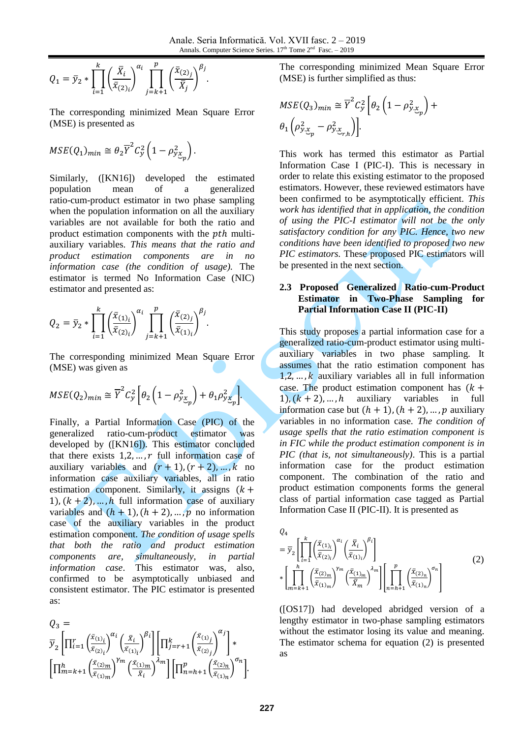$$Q_1 = \bar{y}_2 * \prod_{i=1}^{k}\left(\frac{\bar{X}_i}{\bar{x}_{(2)i}}\right)^{\alpha_i}\prod_{j=k+1}^{p}\left(\frac{\bar{x}_{(2)j}}{\bar{X}_j}\right)^{\beta_j}.$$

The corresponding minimized Mean Square Error (MSE) is presented as

$$MSE(Q_1)_{min} \cong \theta_2 \bar{Y}^2 C_y^2 \left(1-\rho_{y\underset{\smile}{x}_p}^2\right).$$

Similarly, ([KN16]) developed the estimated population mean of a generalized ratio-cum-product estimator in two phase sampling when the population information on all the auxiliary variables are not available for both the ratio and product estimation components with the $pth$ multi-auxiliary variables. *This means that the ratio and product estimation components are in no information case (the condition of usage).* The estimator is termed No Information Case (NIC) estimator and presented as:

$$Q_2 = \bar{y}_2 * \prod_{i=1}^{k}\left(\frac{\bar{x}_{(1)i}}{\bar{x}_{(2)i}}\right)^{\alpha_i}\prod_{j=k+1}^{p}\left(\frac{\bar{x}_{(2)j}}{\bar{x}_{(1)i}}\right)^{\beta_j}.$$

The corresponding minimized Mean Square Error (MSE) was given as

$$MSE(Q_2)_{min} \cong \bar{Y}^2 C_y^2 \left[\theta_2\left(1-\rho_{y\underset{\smile}{x}_p}^2\right)+\theta_1 \rho_{y\underset{\smile}{x}_p}^2\right].$$

Finally, a Partial Information Case (PIC) of the generalized ratio-cum-product estimator was developed by ([KN16]). This estimator concluded that there exists $1,2,\ldots,r$ full information case of auxiliary variables and $(r+1),(r+2),\ldots,k$ no information case auxiliary variables, all in ratio estimation component. Similarly, it assigns $(k+1),(k+2),\ldots,h$ full information case of auxiliary variables and $(h+1),(h+2),\ldots,p$ no information case of the auxiliary variables in the product estimation component. *The condition of usage spells that both the ratio and product estimation components are, simultaneously, in partial information case*. This estimator was, also, confirmed to be asymptotically unbiased and consistent estimator. The PIC estimator is presented as:

$$Q_3 = \bar{y}_2\left[\prod_{i=1}^{r}\left(\frac{\bar{x}_{(1)i}}{\bar{x}_{(2)i}}\right)^{\alpha_i}\left(\frac{\bar{X}_i}{\bar{x}_{(1)i}}\right)^{\beta_i}\right]\left[\prod_{j=r+1}^{k}\left(\frac{\bar{x}_{(1)j}}{\bar{x}_{(2)j}}\right)^{\alpha_j}\right] * \left[\prod_{m=k+1}^{h}\left(\frac{\bar{x}_{(2)m}}{\bar{x}_{(1)m}}\right)^{\gamma_m}\left(\frac{\bar{x}_{(1)m}}{\bar{X}_i}\right)^{\lambda_m}\right]\left[\prod_{n=h+1}^{p}\left(\frac{\bar{x}_{(2)n}}{\bar{x}_{(1)n}}\right)^{\sigma_n}\right].$$

The corresponding minimized Mean Square Error (MSE) is further simplified as thus:

$$MSE(Q_3)_{min} \cong \bar{Y}^2 C_y^2\left[\theta_2\left(1-\rho_{y\underset{\smile}{x}_p}^2\right)+\theta_1\left(\rho_{y\underset{\smile}{x}_p}^2-\rho_{y\underset{\smile}{x}_{r,h}}^2\right)\right].$$

This work has termed this estimator as Partial Information Case I (PIC-I). This is necessary in order to relate this existing estimator to the proposed estimators. However, these reviewed estimators have been confirmed to be asymptotically efficient. *This work has identified that in application, the condition of using the PIC-I estimator will not be the only satisfactory condition for any PIC. Hence, two new conditions have been identified to proposed two new PIC estimators.* These proposed PIC estimators will be presented in the next section.

### 2.3 Proposed Generalized Ratio-cum-Product Estimator in Two-Phase Sampling for Partial Information Case II (PIC-II)

This study proposes a partial information case for a generalized ratio-cum-product estimator using multi-auxiliary variables in two phase sampling. It assumes that the ratio estimation component has $1,2,\ldots,k$ auxiliary variables all in full information case. The product estimation component has $(k+1),(k+2),\ldots,h$ auxiliary variables in full information case but $(h+1),(h+2),\ldots,p$ auxiliary variables in no information case. *The condition of usage spells that the ratio estimation component is in FIC while the product estimation component is in PIC (that is, not simultaneously).* This is a partial information case for the product estimation component. The combination of the ratio and product estimation components forms the general class of partial information case tagged as Partial Information Case II (PIC-II). It is presented as

$$Q_4 = \bar{y}_2\left[\prod_{i=1}^{k}\left(\frac{\bar{x}_{(1)i}}{\bar{x}_{(2)i}}\right)^{\alpha_i}\left(\frac{\bar{X}_i}{\bar{x}_{(1)i}}\right)^{\beta_i}\right] * \left[\prod_{m=k+1}^{h}\left(\frac{\bar{x}_{(2)m}}{\bar{x}_{(1)m}}\right)^{\gamma_m}\left(\frac{\bar{x}_{(1)m}}{\bar{X}_m}\right)^{\lambda_m}\right]\left[\prod_{n=h+1}^{p}\left(\frac{\bar{x}_{(2)n}}{\bar{x}_{(1)n}}\right)^{\sigma_n}\right] \quad (2)$$

([OS17]) had developed abridged version of a lengthy estimator in two-phase sampling estimators without the estimator losing its value and meaning. The estimator schema for equation (2) is presented as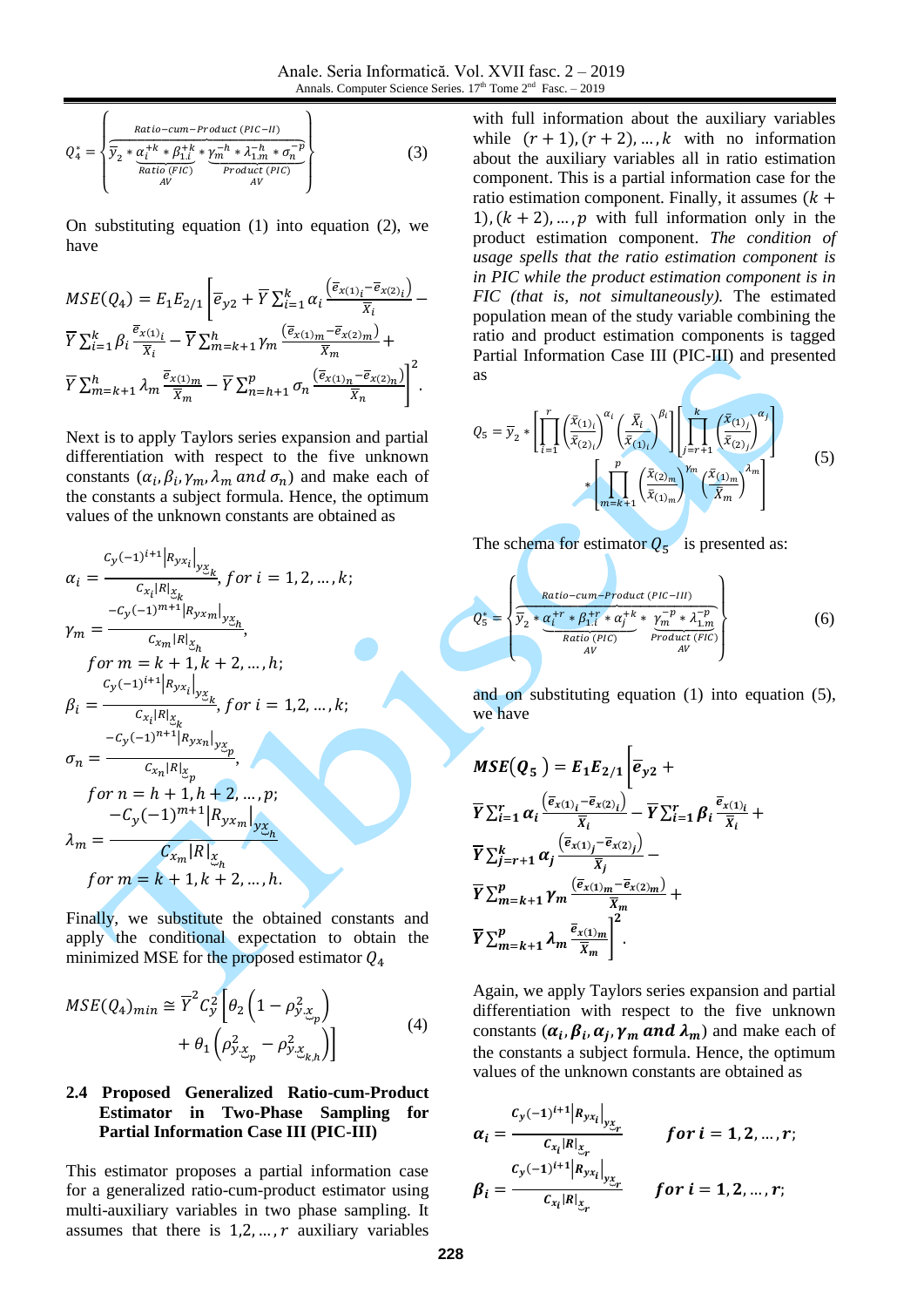$$Q_4^* = \left\{ \overbrace{\underbrace{\bar{y}_2 * \alpha_i^{+k} * \beta_{1.i}^{+k}}_{\substack{Ratio\ (FIC)\\ AV}} * \underbrace{\gamma_m^{-h} * \lambda_{1.m}^{-h} * \sigma_n^{-p}}_{\substack{Product\ (PIC)\\ AV}}}^{Ratio-cum-Product\ (PIC-II)} \right\} \tag{3}$$

On substituting equation (1) into equation (2), we have

$$MSE(Q_4) = E_1 E_{2/1}\left[\bar{e}_{y2} + \bar{Y}\sum_{i=1}^{k}\alpha_i \frac{\left(\bar{e}_{x(1)_i} - \bar{e}_{x(2)_i}\right)}{\bar{X}_i} - \bar{Y}\sum_{i=1}^{k}\beta_i \frac{\bar{e}_{x(1)_i}}{\bar{X}_i} - \bar{Y}\sum_{m=k+1}^{h}\gamma_m \frac{\left(\bar{e}_{x(1)_m} - \bar{e}_{x(2)_m}\right)}{\bar{X}_m} + \bar{Y}\sum_{m=k+1}^{h}\lambda_m \frac{\bar{e}_{x(1)_m}}{\bar{X}_m} - \bar{Y}\sum_{n=h+1}^{p}\sigma_n \frac{\left(\bar{e}_{x(1)_n} - \bar{e}_{x(2)_n}\right)}{\bar{X}_n}\right]^2.$$

Next is to apply Taylors series expansion and partial differentiation with respect to the five unknown constants ($\alpha_i, \beta_i, \gamma_m, \lambda_m$ *and* $\sigma_n$) and make each of the constants a subject formula. Hence, the optimum values of the unknown constants are obtained as

$$\alpha_i = \frac{C_y(-1)^{i+1}\left|R_{yx_i}\right|_{y\underset{\smile}{x}_k}}{C_{x_i}|R|_{\underset{\smile}{x}_k}},\ for\ i = 1,2,\ldots,k;$$

$$\gamma_m = \frac{-C_y(-1)^{m+1}\left|R_{yxm}\right|_{y\underset{\smile}{x}_h}}{C_{x_m}|R|_{\underset{\smile}{x}_h}},\ for\ m = k+1, k+2,\ldots,h;$$

$$\beta_i = \frac{C_y(-1)^{i+1}\left|R_{yx_i}\right|_{y\underset{\smile}{x}_k}}{C_{x_i}|R|_{\underset{\smile}{x}_k}},\ for\ i = 1,2,\ldots,k;$$

$$\sigma_n = \frac{-C_y(-1)^{n+1}\left|R_{yxn}\right|_{y\underset{\smile}{x}_p}}{C_{x_n}|R|_{\underset{\smile}{x}_p}},\ for\ n = h+1, h+2,\ldots,p;$$

$$\lambda_m = \frac{-C_y(-1)^{m+1}\left|R_{yx_m}\right|_{y\underset{\smile}{x}_h}}{C_{x_m}|R|_{\underset{\smile}{x}_h}},\ for\ m = k+1, k+2,\ldots,h.$$

Finally, we substitute the obtained constants and apply the conditional expectation to obtain the minimized MSE for the proposed estimator $Q_4$

$$MSE(Q_4)_{min} \cong \bar{Y}^2 C_y^2\left[\theta_2\left(1 - \rho^2_{y.\underset{\smile}{x}_p}\right) + \theta_1\left(\rho^2_{y.\underset{\smile}{x}_p} - \rho^2_{y.\underset{\smile}{x}_{k,h}}\right)\right] \tag{4}$$

### 2.4 Proposed Generalized Ratio-cum-Product Estimator in Two-Phase Sampling for Partial Information Case III (PIC-III)

This estimator proposes a partial information case for a generalized ratio-cum-product estimator using multi-auxiliary variables in two phase sampling. It assumes that there is $1,2,\ldots,r$ auxiliary variables with full information about the auxiliary variables while $(r+1),(r+2),\ldots,k$ with no information about the auxiliary variables all in ratio estimation component. This is a partial information case for the ratio estimation component. Finally, it assumes $(k+1),(k+2),\ldots,p$ with full information only in the product estimation component. *The condition of usage spells that the ratio estimation component is in PIC while the product estimation component is in FIC (that is, not simultaneously).* The estimated population mean of the study variable combining the ratio and product estimation components is tagged Partial Information Case III (PIC-III) and presented as

$$Q_5 = \bar{y}_2 * \left[\prod_{i=1}^{r}\left(\frac{\bar{x}_{(1)_i}}{\bar{x}_{(2)_i}}\right)^{\alpha_i}\left(\frac{\bar{X}_i}{\bar{x}_{(1)_i}}\right)^{\beta_i}\right]\left[\prod_{j=r+1}^{k}\left(\frac{\bar{x}_{(1)_j}}{\bar{x}_{(2)_j}}\right)^{\alpha_j}\right] * \left[\prod_{m=k+1}^{p}\left(\frac{\bar{x}_{(2)_m}}{\bar{x}_{(1)_m}}\right)^{\gamma_m}\left(\frac{\bar{x}_{(1)_m}}{\bar{X}_m}\right)^{\lambda_m}\right] \tag{5}$$

The schema for estimator $Q_5$ is presented as:

$$Q_5^* = \left\{ \overbrace{\underbrace{\bar{y}_2 * \alpha_i^{+r} * \beta_{1.i}^{+r} * \alpha_j^{+k}}_{\substack{Ratio\ (PIC)\\ AV}} * \underbrace{\gamma_m^{-p} * \lambda_{1.m}^{-p}}_{\substack{Product\ (FIC)\\ AV}}}^{Ratio-cum-Product\ (PIC-III)} \right\} \tag{6}$$

and on substituting equation (1) into equation (5), we have

$$\boldsymbol{MSE(Q_5) = E_1 E_{2/1}\left[\bar{e}_{y2} + \bar{Y}\sum_{i=1}^{r}\alpha_i \frac{\left(\bar{e}_{x(1)_i} - \bar{e}_{x(2)_i}\right)}{\bar{X}_i} - \bar{Y}\sum_{i=1}^{r}\beta_i \frac{\bar{e}_{x(1)_i}}{\bar{X}_i} + \bar{Y}\sum_{j=r+1}^{k}\alpha_j \frac{\left(\bar{e}_{x(1)_j} - \bar{e}_{x(2)_j}\right)}{\bar{X}_j} - \bar{Y}\sum_{m=k+1}^{p}\gamma_m \frac{\left(\bar{e}_{x(1)_m} - \bar{e}_{x(2)_m}\right)}{\bar{X}_m} + \bar{Y}\sum_{m=k+1}^{p}\lambda_m \frac{\bar{e}_{x(1)_m}}{\bar{X}_m}\right]^2}.$$

Again, we apply Taylors series expansion and partial differentiation with respect to the five unknown constants ($\boldsymbol{\alpha_i, \beta_i, \alpha_j, \gamma_m}$ ***and*** $\boldsymbol{\lambda_m}$) and make each of the constants a subject formula. Hence, the optimum values of the unknown constants are obtained as

$$\boldsymbol{\alpha_i = \frac{C_y(-1)^{i+1}\left|R_{yx_i}\right|_{y\underset{\smile}{x}_r}}{C_{x_i}|R|_{\underset{\smile}{x}_r}}}\qquad \boldsymbol{for\ i = 1,2,\ldots,r;}$$

$$\boldsymbol{\beta_i = \frac{C_y(-1)^{i+1}\left|R_{yx_i}\right|_{y\underset{\smile}{x}_r}}{C_{x_i}|R|_{\underset{\smile}{x}_r}}}\qquad \boldsymbol{for\ i = 1,2,\ldots,r;}$$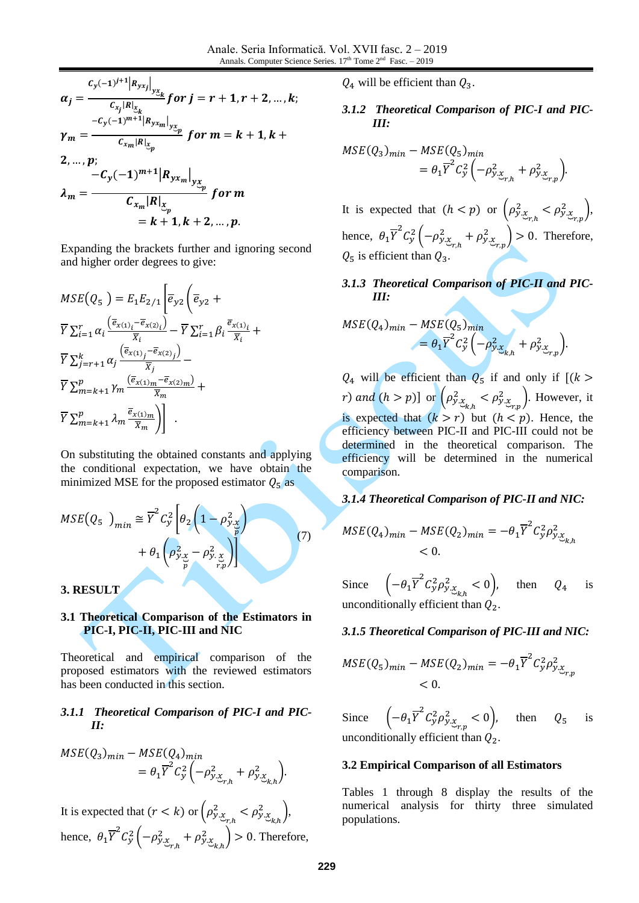$$\alpha_j = \frac{C_y(-1)^{j+1}|R_{yx_j}|_{y\underset{\smile}{x}_k}}{C_{x_j}|R|_{\underset{\smile}{x}_k}} \text{ for } j = r+1, r+2, \ldots, k;$$

$$\gamma_m = \frac{-C_y(-1)^{m+1}|R_{yx_m}|_{y\underset{\smile}{x}_p}}{C_{x_m}|R|_{\underset{\smile}{x}_p}} \text{ for } m = k+1, k+2, \ldots, p;$$

$$\lambda_m = \frac{-C_y(-1)^{m+1}|R_{yx_m}|_{y\underset{\smile}{x}_p}}{C_{x_m}|R|_{\underset{\smile}{x}_p}} \text{ for } m = k+1, k+2, \ldots, p.$$

Expanding the brackets further and ignoring second and higher order degrees to give:

$$MSE(Q_5) = E_1 E_{2/1}\left[\bar{e}_{y2}\left(\bar{e}_{y2} + \bar{Y}\sum_{i=1}^{r}\alpha_i \frac{\left(\bar{e}_{x(1)_i} - \bar{e}_{x(2)_i}\right)}{\bar{X}_i} - \bar{Y}\sum_{i=1}^{r}\beta_i \frac{\bar{e}_{x(1)_i}}{\bar{X}_i} + \bar{Y}\sum_{j=r+1}^{k}\alpha_j \frac{\left(\bar{e}_{x(1)_j} - \bar{e}_{x(2)_j}\right)}{\bar{X}_j} - \bar{Y}\sum_{m=k+1}^{p}\gamma_m \frac{\left(\bar{e}_{x(1)m} - \bar{e}_{x(2)m}\right)}{\bar{X}_m} + \bar{Y}\sum_{m=k+1}^{p}\lambda_m \frac{\bar{e}_{x(1)m}}{\bar{X}_m}\right)\right].$$

On substituting the obtained constants and applying the conditional expectation, we have obtain the minimized MSE for the proposed estimator $Q_5$ as

$$MSE(Q_5)_{min} \cong \bar{Y}^2 C_y^2\left[\theta_2\left(1 - \rho^2_{y.\underset{\smile}{x}_p}\right) + \theta_1\left(\rho^2_{y.\underset{\smile}{x}_p} - \rho^2_{y.\underset{\smile}{x}_{r,p}}\right)\right] \quad (7)$$

## 3. RESULT

### 3.1 Theoretical Comparison of the Estimators in PIC-I, PIC-II, PIC-III and NIC

Theoretical and empirical comparison of the proposed estimators with the reviewed estimators has been conducted in this section.

#### *3.1.1 Theoretical Comparison of PIC-I and PIC-II:*

$$MSE(Q_3)_{min} - MSE(Q_4)_{min} = \theta_1 \bar{Y}^2 C_y^2\left(-\rho^2_{y.\underset{\smile}{x}_{r,h}} + \rho^2_{y.\underset{\smile}{x}_{k,h}}\right).$$

It is expected that $(r < k)$ or $\left(\rho^2_{y.\underset{\smile}{x}_{r,h}} < \rho^2_{y.\underset{\smile}{x}_{k,h}}\right)$, hence, $\theta_1 \bar{Y}^2 C_y^2\left(-\rho^2_{y.\underset{\smile}{x}_{r,h}} + \rho^2_{y.\underset{\smile}{x}_{k,h}}\right) > 0$. Therefore, $Q_4$ will be efficient than $Q_3$.

#### *3.1.2 Theoretical Comparison of PIC-I and PIC-III:*

$$MSE(Q_3)_{min} - MSE(Q_5)_{min} = \theta_1 \bar{Y}^2 C_y^2\left(-\rho^2_{y.\underset{\smile}{x}_{r,h}} + \rho^2_{y.\underset{\smile}{x}_{r,p}}\right).$$

It is expected that $(h < p)$ or $\left(\rho^2_{y.\underset{\smile}{x}_{r,h}} < \rho^2_{y.\underset{\smile}{x}_{r,p}}\right)$, hence, $\theta_1 \bar{Y}^2 C_y^2\left(-\rho^2_{y.\underset{\smile}{x}_{r,h}} + \rho^2_{y.\underset{\smile}{x}_{r,p}}\right) > 0$. Therefore, $Q_5$ is efficient than $Q_3$.

#### *3.1.3 Theoretical Comparison of PIC-II and PIC-III:*

$$MSE(Q_4)_{min} - MSE(Q_5)_{min} = \theta_1 \bar{Y}^2 C_y^2\left(-\rho^2_{y.\underset{\smile}{x}_{k,h}} + \rho^2_{y.\underset{\smile}{x}_{r,p}}\right).$$

$Q_4$ will be efficient than $Q_5$ if and only if $[(k > r)$ *and* $(h > p)]$ or $\left(\rho^2_{y.\underset{\smile}{x}_{k,h}} < \rho^2_{y.\underset{\smile}{x}_{r,p}}\right)$. However, it is expected that $(k > r)$ but $(h < p)$. Hence, the efficiency between PIC-II and PIC-III could not be determined in the theoretical comparison. The efficiency will be determined in the numerical comparison.

#### *3.1.4 Theoretical Comparison of PIC-II and NIC:*

$$MSE(Q_4)_{min} - MSE(Q_2)_{min} = -\theta_1 \bar{Y}^2 C_y^2 \rho^2_{y.\underset{\smile}{x}_{k,h}} < 0.$$

Since $\left(-\theta_1 \bar{Y}^2 C_y^2 \rho^2_{y.\underset{\smile}{x}_{k,h}} < 0\right)$, then $Q_4$ is unconditionally efficient than $Q_2$.

#### *3.1.5 Theoretical Comparison of PIC-III and NIC:*

$$MSE(Q_5)_{min} - MSE(Q_2)_{min} = -\theta_1 \bar{Y}^2 C_y^2 \rho^2_{y.\underset{\smile}{x}_{r,p}} < 0.$$

Since $\left(-\theta_1 \bar{Y}^2 C_y^2 \rho^2_{y.\underset{\smile}{x}_{r,p}} < 0\right)$, then $Q_5$ is unconditionally efficient than $Q_2$.

### 3.2 Empirical Comparison of all Estimators

Tables 1 through 8 display the results of the numerical analysis for thirty three simulated populations.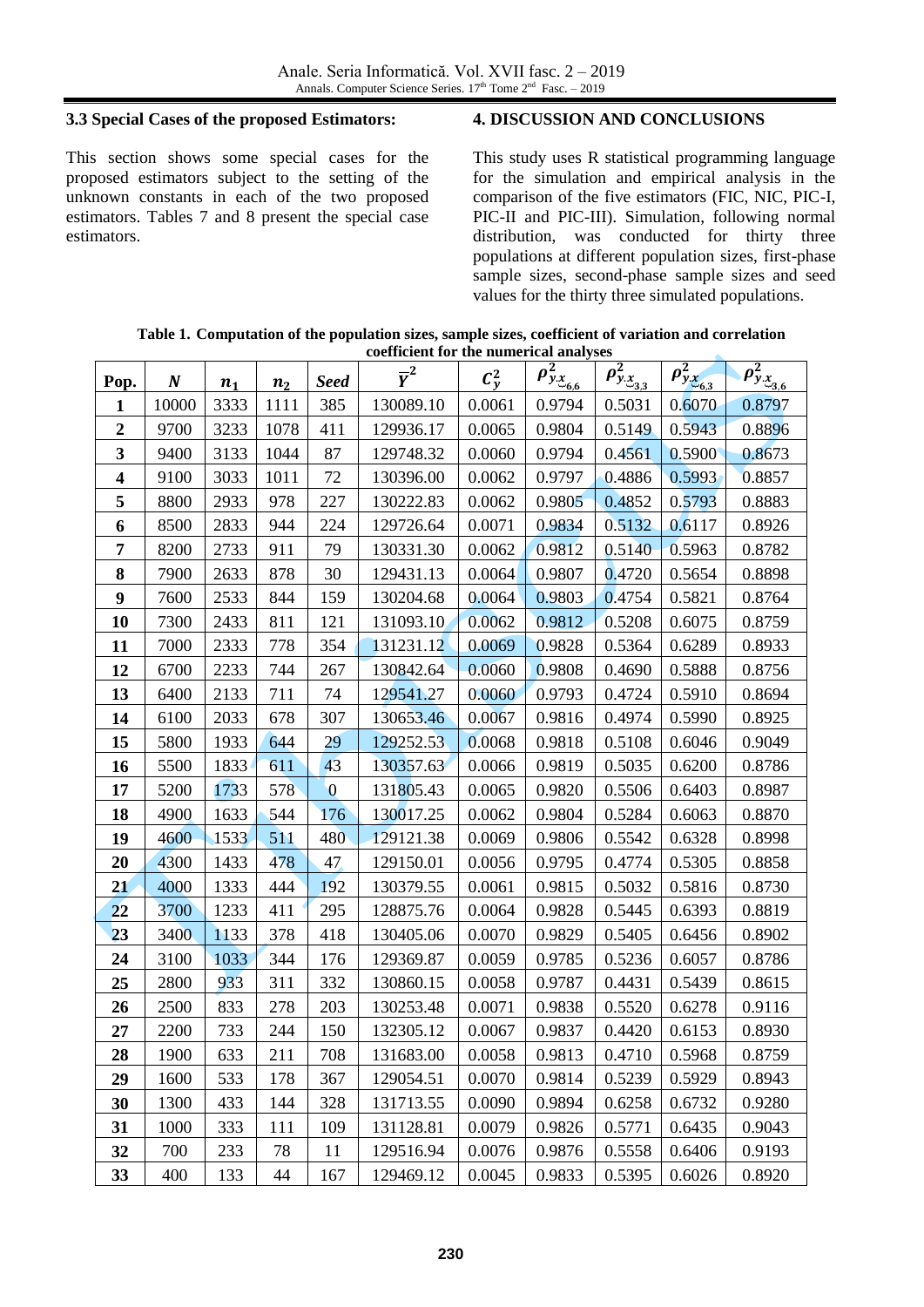### 3.3 Special Cases of the proposed Estimators:

This section shows some special cases for the proposed estimators subject to the setting of the unknown constants in each of the two proposed estimators. Tables 7 and 8 present the special case estimators.

## 4. DISCUSSION AND CONCLUSIONS

This study uses R statistical programming language for the simulation and empirical analysis in the comparison of the five estimators (FIC, NIC, PIC-I, PIC-II and PIC-III). Simulation, following normal distribution, was conducted for thirty three populations at different population sizes, first-phase sample sizes, second-phase sample sizes and seed values for the thirty three simulated populations.

**Table 1. Computation of the population sizes, sample sizes, coefficient of variation and correlation coefficient for the numerical analyses**

| Pop. | $N$ | $n_1$ | $n_2$ | *Seed* | $\bar{Y}^2$ | $C_y^2$ | $\rho^2_{y.\underset{\sim}{x}_{6,6}}$ | $\rho^2_{y.\underset{\sim}{x}_{3,3}}$ | $\rho^2_{y.\underset{\sim}{x}_{6,3}}$ | $\rho^2_{y.\underset{\sim}{x}_{3,6}}$ |
|---|---|---|---|---|---|---|---|---|---|---|
| **1** | 10000 | 3333 | 1111 | 385 | 130089.10 | 0.0061 | 0.9794 | 0.5031 | 0.6070 | 0.8797 |
| **2** | 9700 | 3233 | 1078 | 411 | 129936.17 | 0.0065 | 0.9804 | 0.5149 | 0.5943 | 0.8896 |
| **3** | 9400 | 3133 | 1044 | 87 | 129748.32 | 0.0060 | 0.9794 | 0.4561 | 0.5900 | 0.8673 |
| **4** | 9100 | 3033 | 1011 | 72 | 130396.00 | 0.0062 | 0.9797 | 0.4886 | 0.5993 | 0.8857 |
| **5** | 8800 | 2933 | 978 | 227 | 130222.83 | 0.0062 | 0.9805 | 0.4852 | 0.5793 | 0.8883 |
| **6** | 8500 | 2833 | 944 | 224 | 129726.64 | 0.0071 | 0.9834 | 0.5132 | 0.6117 | 0.8926 |
| **7** | 8200 | 2733 | 911 | 79 | 130331.30 | 0.0062 | 0.9812 | 0.5140 | 0.5963 | 0.8782 |
| **8** | 7900 | 2633 | 878 | 30 | 129431.13 | 0.0064 | 0.9807 | 0.4720 | 0.5654 | 0.8898 |
| **9** | 7600 | 2533 | 844 | 159 | 130204.68 | 0.0064 | 0.9803 | 0.4754 | 0.5821 | 0.8764 |
| **10** | 7300 | 2433 | 811 | 121 | 131093.10 | 0.0062 | 0.9812 | 0.5208 | 0.6075 | 0.8759 |
| **11** | 7000 | 2333 | 778 | 354 | 131231.12 | 0.0069 | 0.9828 | 0.5364 | 0.6289 | 0.8933 |
| **12** | 6700 | 2233 | 744 | 267 | 130842.64 | 0.0060 | 0.9808 | 0.4690 | 0.5888 | 0.8756 |
| **13** | 6400 | 2133 | 711 | 74 | 129541.27 | 0.0060 | 0.9793 | 0.4724 | 0.5910 | 0.8694 |
| **14** | 6100 | 2033 | 678 | 307 | 130653.46 | 0.0067 | 0.9816 | 0.4974 | 0.5990 | 0.8925 |
| **15** | 5800 | 1933 | 644 | 29 | 129252.53 | 0.0068 | 0.9818 | 0.5108 | 0.6046 | 0.9049 |
| **16** | 5500 | 1833 | 611 | 43 | 130357.63 | 0.0066 | 0.9819 | 0.5035 | 0.6200 | 0.8786 |
| **17** | 5200 | 1733 | 578 | 0 | 131805.43 | 0.0065 | 0.9820 | 0.5506 | 0.6403 | 0.8987 |
| **18** | 4900 | 1633 | 544 | 176 | 130017.25 | 0.0062 | 0.9804 | 0.5284 | 0.6063 | 0.8870 |
| **19** | 4600 | 1533 | 511 | 480 | 129121.38 | 0.0069 | 0.9806 | 0.5542 | 0.6328 | 0.8998 |
| **20** | 4300 | 1433 | 478 | 47 | 129150.01 | 0.0056 | 0.9795 | 0.4774 | 0.5305 | 0.8858 |
| **21** | 4000 | 1333 | 444 | 192 | 130379.55 | 0.0061 | 0.9815 | 0.5032 | 0.5816 | 0.8730 |
| **22** | 3700 | 1233 | 411 | 295 | 128875.76 | 0.0064 | 0.9828 | 0.5445 | 0.6393 | 0.8819 |
| **23** | 3400 | 1133 | 378 | 418 | 130405.06 | 0.0070 | 0.9829 | 0.5405 | 0.6456 | 0.8902 |
| **24** | 3100 | 1033 | 344 | 176 | 129369.87 | 0.0059 | 0.9785 | 0.5236 | 0.6057 | 0.8786 |
| **25** | 2800 | 933 | 311 | 332 | 130860.15 | 0.0058 | 0.9787 | 0.4431 | 0.5439 | 0.8615 |
| **26** | 2500 | 833 | 278 | 203 | 130253.48 | 0.0071 | 0.9838 | 0.5520 | 0.6278 | 0.9116 |
| **27** | 2200 | 733 | 244 | 150 | 132305.12 | 0.0067 | 0.9837 | 0.4420 | 0.6153 | 0.8930 |
| **28** | 1900 | 633 | 211 | 708 | 131683.00 | 0.0058 | 0.9813 | 0.4710 | 0.5968 | 0.8759 |
| **29** | 1600 | 533 | 178 | 367 | 129054.51 | 0.0070 | 0.9814 | 0.5239 | 0.5929 | 0.8943 |
| **30** | 1300 | 433 | 144 | 328 | 131713.55 | 0.0090 | 0.9894 | 0.6258 | 0.6732 | 0.9280 |
| **31** | 1000 | 333 | 111 | 109 | 131128.81 | 0.0079 | 0.9826 | 0.5771 | 0.6435 | 0.9043 |
| **32** | 700 | 233 | 78 | 11 | 129516.94 | 0.0076 | 0.9876 | 0.5558 | 0.6406 | 0.9193 |
| **33** | 400 | 133 | 44 | 167 | 129469.12 | 0.0045 | 0.9833 | 0.5395 | 0.6026 | 0.8920 |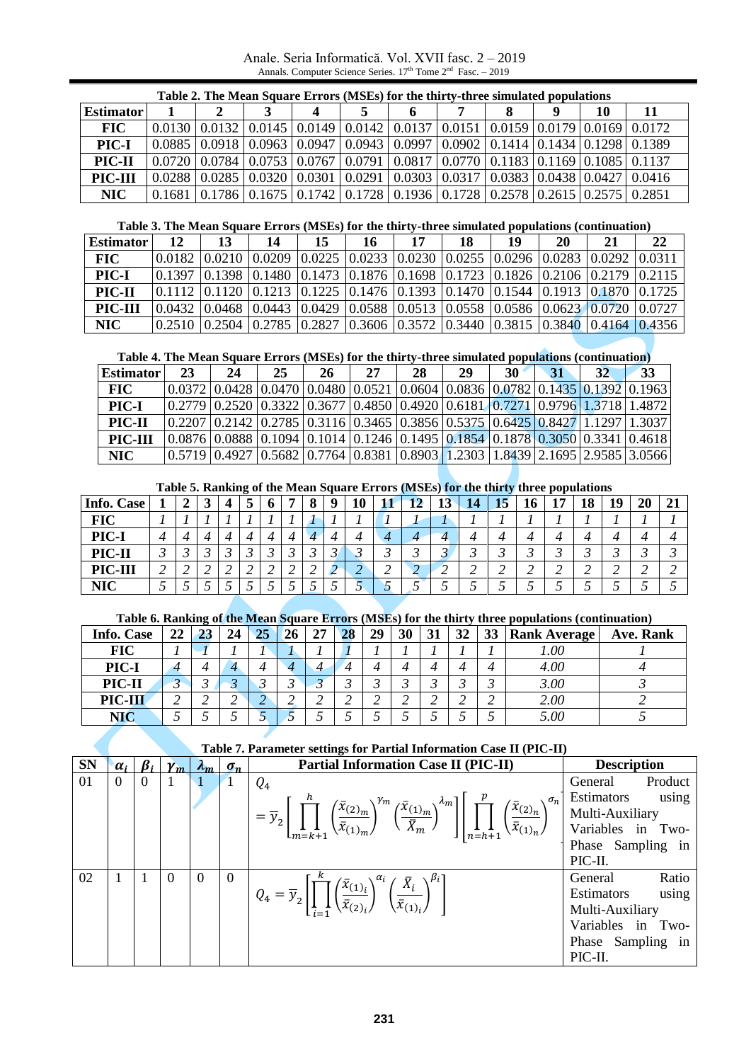**Table 2. The Mean Square Errors (MSEs) for the thirty-three simulated populations**

| Estimator | 1 | 2 | 3 | 4 | 5 | 6 | 7 | 8 | 9 | 10 | 11 |
|---|---|---|---|---|---|---|---|---|---|---|---|
| FIC | 0.0130 | 0.0132 | 0.0145 | 0.0149 | 0.0142 | 0.0137 | 0.0151 | 0.0159 | 0.0179 | 0.0169 | 0.0172 |
| PIC-I | 0.0885 | 0.0918 | 0.0963 | 0.0947 | 0.0943 | 0.0997 | 0.0902 | 0.1414 | 0.1434 | 0.1298 | 0.1389 |
| PIC-II | 0.0720 | 0.0784 | 0.0753 | 0.0767 | 0.0791 | 0.0817 | 0.0770 | 0.1183 | 0.1169 | 0.1085 | 0.1137 |
| PIC-III | 0.0288 | 0.0285 | 0.0320 | 0.0301 | 0.0291 | 0.0303 | 0.0317 | 0.0383 | 0.0438 | 0.0427 | 0.0416 |
| NIC | 0.1681 | 0.1786 | 0.1675 | 0.1742 | 0.1728 | 0.1936 | 0.1728 | 0.2578 | 0.2615 | 0.2575 | 0.2851 |

**Table 3. The Mean Square Errors (MSEs) for the thirty-three simulated populations (continuation)**

| Estimator | 12 | 13 | 14 | 15 | 16 | 17 | 18 | 19 | 20 | 21 | 22 |
|---|---|---|---|---|---|---|---|---|---|---|---|
| FIC | 0.0182 | 0.0210 | 0.0209 | 0.0225 | 0.0233 | 0.0230 | 0.0255 | 0.0296 | 0.0283 | 0.0292 | 0.0311 |
| PIC-I | 0.1397 | 0.1398 | 0.1480 | 0.1473 | 0.1876 | 0.1698 | 0.1723 | 0.1826 | 0.2106 | 0.2179 | 0.2115 |
| PIC-II | 0.1112 | 0.1120 | 0.1213 | 0.1225 | 0.1476 | 0.1393 | 0.1470 | 0.1544 | 0.1913 | 0.1870 | 0.1725 |
| PIC-III | 0.0432 | 0.0468 | 0.0443 | 0.0429 | 0.0588 | 0.0513 | 0.0558 | 0.0586 | 0.0623 | 0.0720 | 0.0727 |
| NIC | 0.2510 | 0.2504 | 0.2785 | 0.2827 | 0.3606 | 0.3572 | 0.3440 | 0.3815 | 0.3840 | 0.4164 | 0.4356 |

**Table 4. The Mean Square Errors (MSEs) for the thirty-three simulated populations (continuation)**

| Estimator | 23 | 24 | 25 | 26 | 27 | 28 | 29 | 30 | 31 | 32 | 33 |
|---|---|---|---|---|---|---|---|---|---|---|---|
| FIC | 0.0372 | 0.0428 | 0.0470 | 0.0480 | 0.0521 | 0.0604 | 0.0836 | 0.0782 | 0.1435 | 0.1392 | 0.1963 |
| PIC-I | 0.2779 | 0.2520 | 0.3322 | 0.3677 | 0.4850 | 0.4920 | 0.6181 | 0.7271 | 0.9796 | 1.3718 | 1.4872 |
| PIC-II | 0.2207 | 0.2142 | 0.2785 | 0.3116 | 0.3465 | 0.3856 | 0.5375 | 0.6425 | 0.8427 | 1.1297 | 1.3037 |
| PIC-III | 0.0876 | 0.0888 | 0.1094 | 0.1014 | 0.1246 | 0.1495 | 0.1854 | 0.1878 | 0.3050 | 0.3341 | 0.4618 |
| NIC | 0.5719 | 0.4927 | 0.5682 | 0.7764 | 0.8381 | 0.8903 | 1.2303 | 1.8439 | 2.1695 | 2.9585 | 3.0566 |

**Table 5. Ranking of the Mean Square Errors (MSEs) for the thirty three populations**

| Info. Case | 1 | 2 | 3 | 4 | 5 | 6 | 7 | 8 | 9 | 10 | 11 | 12 | 13 | 14 | 15 | 16 | 17 | 18 | 19 | 20 | 21 |
|---|---|---|---|---|---|---|---|---|---|---|---|---|---|---|---|---|---|---|---|---|---|
| FIC | *1* | *1* | *1* | *1* | *1* | *1* | *1* | *1* | *1* | *1* | *1* | *1* | *1* | *1* | *1* | *1* | *1* | *1* | *1* | *1* | *1* |
| PIC-I | *4* | *4* | *4* | *4* | *4* | *4* | *4* | *4* | *4* | *4* | *4* | *4* | *4* | *4* | *4* | *4* | *4* | *4* | *4* | *4* | *4* |
| PIC-II | *3* | *3* | *3* | *3* | *3* | *3* | *3* | *3* | *3* | *3* | *3* | *3* | *3* | *3* | *3* | *3* | *3* | *3* | *3* | *3* | *3* |
| PIC-III | *2* | *2* | *2* | *2* | *2* | *2* | *2* | *2* | *2* | *2* | *2* | *2* | *2* | *2* | *2* | *2* | *2* | *2* | *2* | *2* | *2* |
| NIC | *5* | *5* | *5* | *5* | *5* | *5* | *5* | *5* | *5* | *5* | *5* | *5* | *5* | *5* | *5* | *5* | *5* | *5* | *5* | *5* | *5* |

**Table 6. Ranking of the Mean Square Errors (MSEs) for the thirty three populations (continuation)**

| Info. Case | 22 | 23 | 24 | 25 | 26 | 27 | 28 | 29 | 30 | 31 | 32 | 33 | Rank Average | Ave. Rank |
|---|---|---|---|---|---|---|---|---|---|---|---|---|---|---|
| FIC | *1* | *1* | *1* | *1* | *1* | *1* | *1* | *1* | *1* | *1* | *1* | *1* | *1.00* | *1* |
| PIC-I | *4* | *4* | *4* | *4* | *4* | *4* | *4* | *4* | *4* | *4* | *4* | *4* | *4.00* | *4* |
| PIC-II | *3* | *3* | *3* | *3* | *3* | *3* | *3* | *3* | *3* | *3* | *3* | *3* | *3.00* | *3* |
| PIC-III | *2* | *2* | *2* | *2* | *2* | *2* | *2* | *2* | *2* | *2* | *2* | *2* | *2.00* | *2* |
| NIC | *5* | *5* | *5* | *5* | *5* | *5* | *5* | *5* | *5* | *5* | *5* | *5* | *5.00* | *5* |

**Table 7. Parameter settings for Partial Information Case II (PIC-II)**

| SN | $\alpha_i$ | $\beta_i$ | $\gamma_m$ | $\lambda_m$ | $\sigma_n$ | Partial Information Case II (PIC-II) | Description |
|---|---|---|---|---|---|---|---|
| 01 | 0 | 0 | 1 | 1 | 1 | $Q_4 = \bar{y}_2\left[\prod_{m=k+1}^{h}\left(\frac{\bar{x}_{(2)_m}}{\bar{x}_{(1)_m}}\right)^{\gamma_m}\left(\frac{\bar{x}_{(1)_m}}{\bar{X}_m}\right)^{\lambda_m}\right]\left[\prod_{n=h+1}^{p}\left(\frac{\bar{x}_{(2)_n}}{\bar{x}_{(1)_n}}\right)^{\sigma_n}\right]$ | General Product Estimators using Multi-Auxiliary Variables in Two-Phase Sampling in PIC-II. |
| 02 | 1 | 1 | 0 | 0 | 0 | $Q_4 = \bar{y}_2\left[\prod_{i=1}^{k}\left(\frac{\bar{x}_{(1)_i}}{\bar{x}_{(2)_i}}\right)^{\alpha_i}\left(\frac{\bar{X}_i}{\bar{x}_{(1)_i}}\right)^{\beta_i}\right]$ | General Ratio Estimators using Multi-Auxiliary Variables in Two-Phase Sampling in PIC-II. |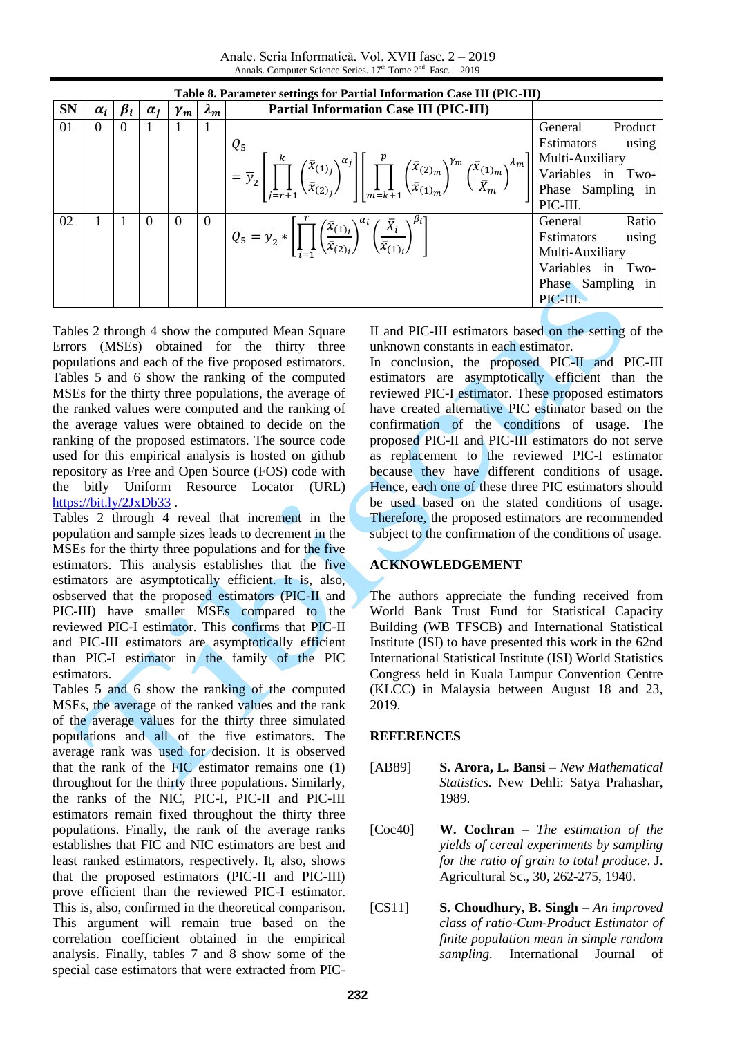**Table 8. Parameter settings for Partial Information Case III (PIC-III)**

| SN | $\alpha_i$ | $\beta_i$ | $\alpha_j$ | $\gamma_m$ | $\lambda_m$ | Partial Information Case III (PIC-III) | |
|---|---|---|---|---|---|---|---|
| 01 | 0 | 0 | 1 | 1 | 1 | $Q_5 = \bar{y}_2 \left[\prod_{j=r+1}^{k}\left(\frac{\bar{x}_{(1)_j}}{\bar{x}_{(2)_j}}\right)^{\alpha_j}\right]\left[\prod_{m=k+1}^{p}\left(\frac{\bar{x}_{(2)_m}}{\bar{x}_{(1)_m}}\right)^{\gamma_m}\left(\frac{\bar{x}_{(1)_m}}{\bar{X}_m}\right)^{\lambda_m}\right]$ | General Product Estimators using Multi-Auxiliary Variables in Two-Phase Sampling in PIC-III. |
| 02 | 1 | 1 | 0 | 0 | 0 | $Q_5 = \bar{y}_2 * \left[\prod_{i=1}^{r}\left(\frac{\bar{x}_{(1)_i}}{\bar{x}_{(2)_i}}\right)^{\alpha_i}\left(\frac{\bar{X}_i}{\bar{x}_{(1)_i}}\right)^{\beta_i}\right]$ | General Ratio Estimators using Multi-Auxiliary Variables in Two-Phase Sampling in PIC-III. |

Tables 2 through 4 show the computed Mean Square Errors (MSEs) obtained for the thirty three populations and each of the five proposed estimators. Tables 5 and 6 show the ranking of the computed MSEs for the thirty three populations, the average of the ranked values were computed and the ranking of the average values were obtained to decide on the ranking of the proposed estimators. The source code used for this empirical analysis is hosted on github repository as Free and Open Source (FOS) code with the bitly Uniform Resource Locator (URL) https://bit.ly/2JxDb33 .

Tables 2 through 4 reveal that increment in the population and sample sizes leads to decrement in the MSEs for the thirty three populations and for the five estimators. This analysis establishes that the five estimators are asymptotically efficient. It is, also, osbserved that the proposed estimators (PIC-II and PIC-III) have smaller MSEs compared to the reviewed PIC-I estimator. This confirms that PIC-II and PIC-III estimators are asymptotically efficient than PIC-I estimator in the family of the PIC estimators.

Tables 5 and 6 show the ranking of the computed MSEs, the average of the ranked values and the rank of the average values for the thirty three simulated populations and all of the five estimators. The average rank was used for decision. It is observed that the rank of the FIC estimator remains one (1) throughout for the thirty three populations. Similarly, the ranks of the NIC, PIC-I, PIC-II and PIC-III estimators remain fixed throughout the thirty three populations. Finally, the rank of the average ranks establishes that FIC and NIC estimators are best and least ranked estimators, respectively. It, also, shows that the proposed estimators (PIC-II and PIC-III) prove efficient than the reviewed PIC-I estimator. This is, also, confirmed in the theoretical comparison. This argument will remain true based on the correlation coefficient obtained in the empirical analysis. Finally, tables 7 and 8 show some of the special case estimators that were extracted from PIC-II and PIC-III estimators based on the setting of the unknown constants in each estimator.

In conclusion, the proposed PIC-II and PIC-III estimators are asymptotically efficient than the reviewed PIC-I estimator. These proposed estimators have created alternative PIC estimator based on the confirmation of the conditions of usage. The proposed PIC-II and PIC-III estimators do not serve as replacement to the reviewed PIC-I estimator because they have different conditions of usage. Hence, each one of these three PIC estimators should be used based on the stated conditions of usage. Therefore, the proposed estimators are recommended subject to the confirmation of the conditions of usage.

## ACKNOWLEDGEMENT

The authors appreciate the funding received from World Bank Trust Fund for Statistical Capacity Building (WB TFSCB) and International Statistical Institute (ISI) to have presented this work in the 62nd International Statistical Institute (ISI) World Statistics Congress held in Kuala Lumpur Convention Centre (KLCC) in Malaysia between August 18 and 23, 2019.

## REFERENCES

[AB89] **S. Arora, L. Bansi** – *New Mathematical Statistics.* New Dehli: Satya Prahashar, 1989.

[Coc40] **W. Cochran** – *The estimation of the yields of cereal experiments by sampling for the ratio of grain to total produce*. J. Agricultural Sc., 30, 262-275, 1940.

[CS11] **S. Choudhury, B. Singh** – *An improved class of ratio-Cum-Product Estimator of finite population mean in simple random sampling.* International Journal of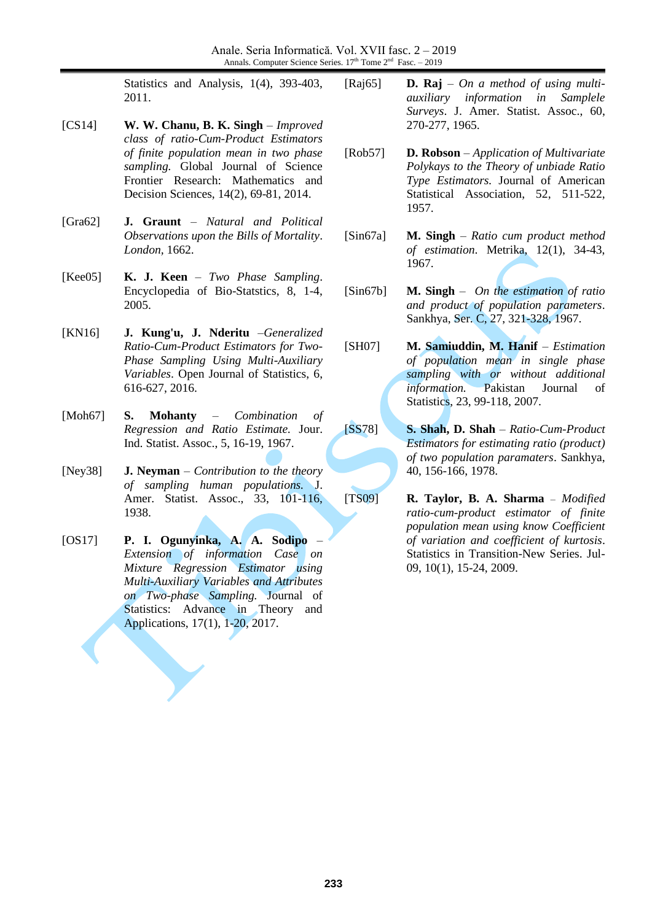Statistics and Analysis, 1(4), 393-403, 2011.

[CS14] **W. W. Chanu, B. K. Singh** – *Improved class of ratio-Cum-Product Estimators of finite population mean in two phase sampling.* Global Journal of Science Frontier Research: Mathematics and Decision Sciences, 14(2), 69-81, 2014.

[Gra62] **J. Graunt** – *Natural and Political Observations upon the Bills of Mortality*. *London*, 1662.

[Kee05] **K. J. Keen** – *Two Phase Sampling*. Encyclopedia of Bio-Statstics, 8, 1-4, 2005.

[KN16] **J. Kung'u, J. Nderitu** –*Generalized Ratio-Cum-Product Estimators for Two-Phase Sampling Using Multi-Auxiliary Variables*. Open Journal of Statistics, 6, 616-627, 2016.

[Moh67] **S. Mohanty** – *Combination of Regression and Ratio Estimate.* Jour. Ind. Statist. Assoc., 5, 16-19, 1967.

[Ney38] **J. Neyman** – *Contribution to the theory of sampling human populations.* J. Amer. Statist. Assoc., 33, 101-116, 1938.

[OS17] **P. I. Ogunyinka, A. A. Sodipo** – *Extension of information Case on Mixture Regression Estimator using Multi-Auxiliary Variables and Attributes on Two-phase Sampling.* Journal of Statistics: Advance in Theory and Applications, 17(1), 1-20, 2017.

[Raj65] **D. Raj** – *On a method of using multi-auxiliary information in Samplele Surveys*. J. Amer. Statist. Assoc., 60, 270-277, 1965.

[Rob57] **D. Robson** – *Application of Multivariate Polykays to the Theory of unbiade Ratio Type Estimators.* Journal of American Statistical Association, 52, 511-522, 1957.

[Sin67a] **M. Singh** – *Ratio cum product method of estimation.* Metrika, 12(1), 34-43, 1967.

[Sin67b] **M. Singh** – *On the estimation of ratio and product of population parameters*. Sankhya, Ser. C, 27, 321-328, 1967.

[SH07] **M. Samiuddin, M. Hanif** – *Estimation of population mean in single phase sampling with or without additional information.* Pakistan Journal of Statistics, 23, 99-118, 2007.

[SS78] **S. Shah, D. Shah** – *Ratio-Cum-Product Estimators for estimating ratio (product) of two population paramaters*. Sankhya, 40, 156-166, 1978.

[TS09] **R. Taylor, B. A. Sharma** – *Modified ratio-cum-product estimator of finite population mean using know Coefficient of variation and coefficient of kurtosis*. Statistics in Transition-New Series. Jul-09, 10(1), 15-24, 2009.